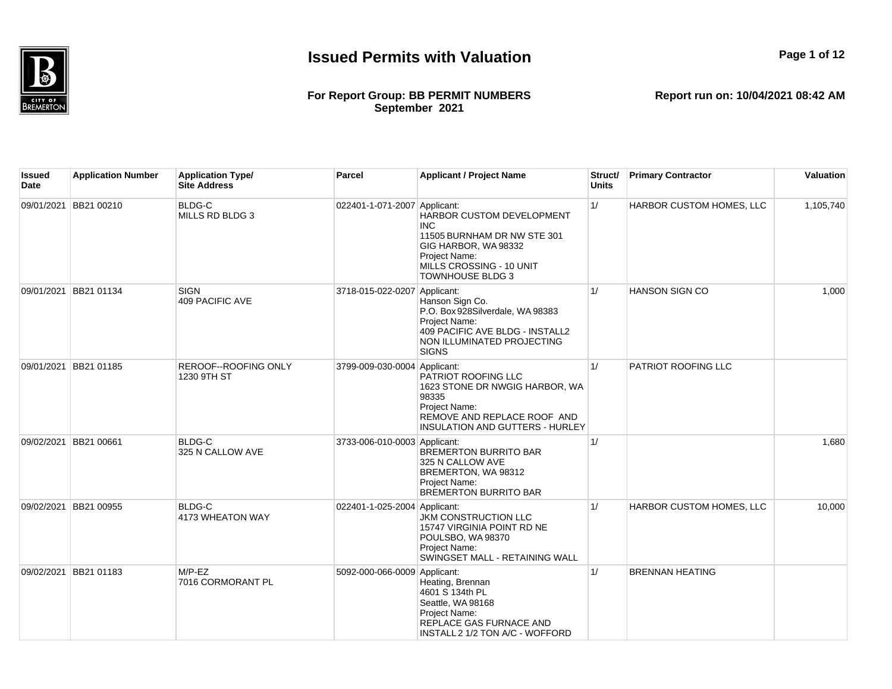# Issued Permits with Valuation

**For Report Group: BB PERMIT NUMBERS**
**September 2021**

**Report run on: 10/04/2021 08:42 AM**

| Issued Date | Application Number | Application Type/ Site Address | Parcel | Applicant / Project Name | Struct/ Units | Primary Contractor | Valuation |
|---|---|---|---|---|---|---|---|
| 09/01/2021 | BB21 00210 | BLDG-C<br>MILLS RD BLDG 3 | 022401-1-071-2007 | Applicant:<br>HARBOR CUSTOM DEVELOPMENT INC<br>11505 BURNHAM DR NW STE 301<br>GIG HARBOR, WA 98332<br>Project Name:<br>MILLS CROSSING - 10 UNIT TOWNHOUSE BLDG 3 | 1/ | HARBOR CUSTOM HOMES, LLC | 1,105,740 |
| 09/01/2021 | BB21 01134 | SIGN<br>409 PACIFIC AVE | 3718-015-022-0207 | Applicant:<br>Hanson Sign Co.<br>P.O. Box 928Silverdale, WA 98383<br>Project Name:<br>409 PACIFIC AVE BLDG - INSTALL2 NON ILLUMINATED PROJECTING SIGNS | 1/ | HANSON SIGN CO | 1,000 |
| 09/01/2021 | BB21 01185 | REROOF--ROOFING ONLY<br>1230 9TH ST | 3799-009-030-0004 | Applicant:<br>PATRIOT ROOFING LLC<br>1623 STONE DR NWGIG HARBOR, WA 98335<br>Project Name:<br>REMOVE AND REPLACE ROOF AND INSULATION AND GUTTERS - HURLEY | 1/ | PATRIOT ROOFING LLC | |
| 09/02/2021 | BB21 00661 | BLDG-C<br>325 N CALLOW AVE | 3733-006-010-0003 | Applicant:<br>BREMERTON BURRITO BAR<br>325 N CALLOW AVE<br>BREMERTON, WA 98312<br>Project Name:<br>BREMERTON BURRITO BAR | 1/ | | 1,680 |
| 09/02/2021 | BB21 00955 | BLDG-C<br>4173 WHEATON WAY | 022401-1-025-2004 | Applicant:<br>JKM CONSTRUCTION LLC<br>15747 VIRGINIA POINT RD NE<br>POULSBO, WA 98370<br>Project Name:<br>SWINGSET MALL - RETAINING WALL | 1/ | HARBOR CUSTOM HOMES, LLC | 10,000 |
| 09/02/2021 | BB21 01183 | M/P-EZ<br>7016 CORMORANT PL | 5092-000-066-0009 | Applicant:<br>Heating, Brennan<br>4601 S 134th PL<br>Seattle, WA 98168<br>Project Name:<br>REPLACE GAS FURNACE AND INSTALL 2 1/2 TON A/C - WOFFORD | 1/ | BRENNAN HEATING | |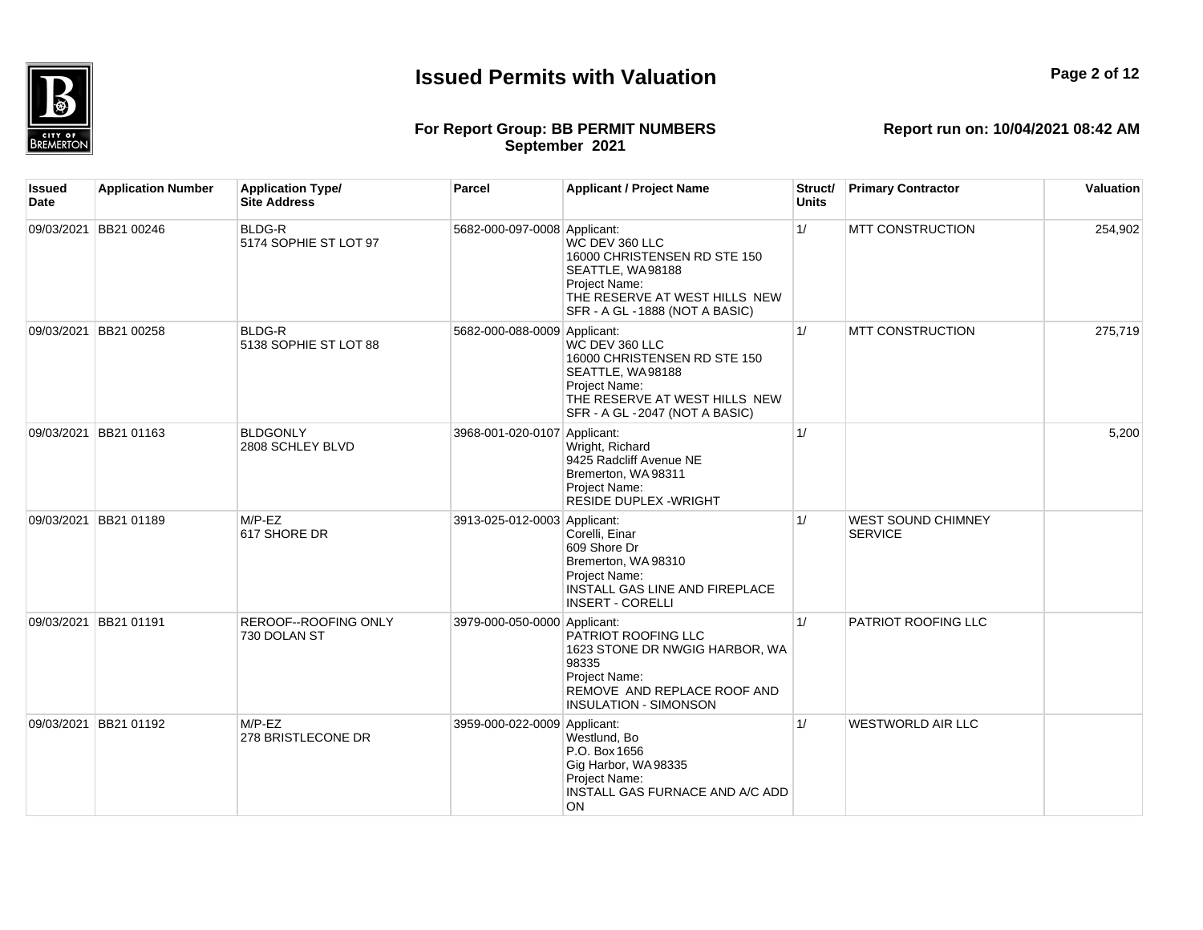# Issued Permits with Valuation

**For Report Group: BB PERMIT NUMBERS**
**September 2021**

**Report run on: 10/04/2021 08:42 AM**

| Issued Date | Application Number | Application Type/ Site Address | Parcel | Applicant / Project Name | Struct/ Units | Primary Contractor | Valuation |
|---|---|---|---|---|---|---|---|
| 09/03/2021 | BB21 00246 | BLDG-R<br>5174 SOPHIE ST LOT 97 | 5682-000-097-0008 | Applicant:<br>WC DEV 360 LLC<br>16000 CHRISTENSEN RD STE 150<br>SEATTLE, WA 98188<br>Project Name:<br>THE RESERVE AT WEST HILLS NEW SFR - A GL - 1888 (NOT A BASIC) | 1/ | MTT CONSTRUCTION | 254,902 |
| 09/03/2021 | BB21 00258 | BLDG-R<br>5138 SOPHIE ST LOT 88 | 5682-000-088-0009 | Applicant:<br>WC DEV 360 LLC<br>16000 CHRISTENSEN RD STE 150<br>SEATTLE, WA 98188<br>Project Name:<br>THE RESERVE AT WEST HILLS NEW SFR - A GL - 2047 (NOT A BASIC) | 1/ | MTT CONSTRUCTION | 275,719 |
| 09/03/2021 | BB21 01163 | BLDGONLY<br>2808 SCHLEY BLVD | 3968-001-020-0107 | Applicant:<br>Wright, Richard<br>9425 Radcliff Avenue NE<br>Bremerton, WA 98311<br>Project Name:<br>RESIDE DUPLEX -WRIGHT | 1/ | | 5,200 |
| 09/03/2021 | BB21 01189 | M/P-EZ<br>617 SHORE DR | 3913-025-012-0003 | Applicant:<br>Corelli, Einar<br>609 Shore Dr<br>Bremerton, WA 98310<br>Project Name:<br>INSTALL GAS LINE AND FIREPLACE INSERT - CORELLI | 1/ | WEST SOUND CHIMNEY SERVICE | |
| 09/03/2021 | BB21 01191 | REROOF--ROOFING ONLY<br>730 DOLAN ST | 3979-000-050-0000 | Applicant:<br>PATRIOT ROOFING LLC<br>1623 STONE DR NWGIG HARBOR, WA 98335<br>Project Name:<br>REMOVE AND REPLACE ROOF AND INSULATION - SIMONSON | 1/ | PATRIOT ROOFING LLC | |
| 09/03/2021 | BB21 01192 | M/P-EZ<br>278 BRISTLECONE DR | 3959-000-022-0009 | Applicant:<br>Westlund, Bo<br>P.O. Box 1656<br>Gig Harbor, WA 98335<br>Project Name:<br>INSTALL GAS FURNACE AND A/C ADD ON | 1/ | WESTWORLD AIR LLC | |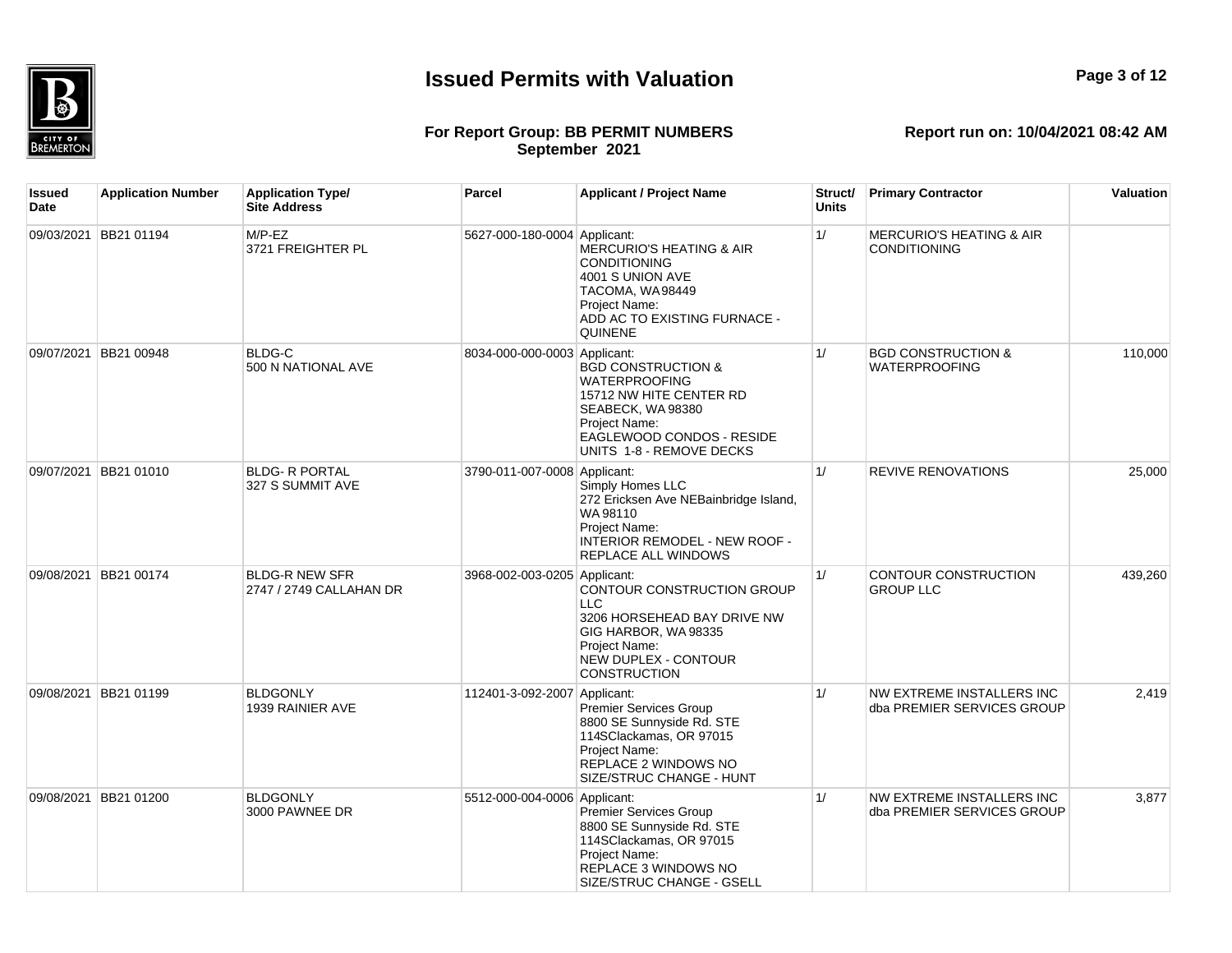# Issued Permits with Valuation

**For Report Group: BB PERMIT NUMBERS**
**September 2021**

**Report run on: 10/04/2021 08:42 AM**

| Issued Date | Application Number | Application Type/ Site Address | Parcel | Applicant / Project Name | Struct/ Units | Primary Contractor | Valuation |
|---|---|---|---|---|---|---|---|
| 09/03/2021 | BB21 01194 | M/P-EZ<br>3721 FREIGHTER PL | 5627-000-180-0004 | Applicant:<br>MERCURIO'S HEATING & AIR CONDITIONING<br>4001 S UNION AVE<br>TACOMA, WA 98449<br>Project Name:<br>ADD AC TO EXISTING FURNACE - QUINENE | 1/ | MERCURIO'S HEATING & AIR CONDITIONING | |
| 09/07/2021 | BB21 00948 | BLDG-C<br>500 N NATIONAL AVE | 8034-000-000-0003 | Applicant:<br>BGD CONSTRUCTION & WATERPROOFING<br>15712 NW HITE CENTER RD<br>SEABECK, WA 98380<br>Project Name:<br>EAGLEWOOD CONDOS - RESIDE UNITS 1-8 - REMOVE DECKS | 1/ | BGD CONSTRUCTION & WATERPROOFING | 110,000 |
| 09/07/2021 | BB21 01010 | BLDG- R PORTAL<br>327 S SUMMIT AVE | 3790-011-007-0008 | Applicant:<br>Simply Homes LLC<br>272 Ericksen Ave NEBainbridge Island, WA 98110<br>Project Name:<br>INTERIOR REMODEL - NEW ROOF - REPLACE ALL WINDOWS | 1/ | REVIVE RENOVATIONS | 25,000 |
| 09/08/2021 | BB21 00174 | BLDG-R NEW SFR<br>2747 / 2749 CALLAHAN DR | 3968-002-003-0205 | Applicant:<br>CONTOUR CONSTRUCTION GROUP LLC<br>3206 HORSEHEAD BAY DRIVE NW<br>GIG HARBOR, WA 98335<br>Project Name:<br>NEW DUPLEX - CONTOUR CONSTRUCTION | 1/ | CONTOUR CONSTRUCTION GROUP LLC | 439,260 |
| 09/08/2021 | BB21 01199 | BLDGONLY<br>1939 RAINIER AVE | 112401-3-092-2007 | Applicant:<br>Premier Services Group<br>8800 SE Sunnyside Rd. STE 114SClackamas, OR 97015<br>Project Name:<br>REPLACE 2 WINDOWS NO SIZE/STRUC CHANGE - HUNT | 1/ | NW EXTREME INSTALLERS INC dba PREMIER SERVICES GROUP | 2,419 |
| 09/08/2021 | BB21 01200 | BLDGONLY<br>3000 PAWNEE DR | 5512-000-004-0006 | Applicant:<br>Premier Services Group<br>8800 SE Sunnyside Rd. STE 114SClackamas, OR 97015<br>Project Name:<br>REPLACE 3 WINDOWS NO SIZE/STRUC CHANGE - GSELL | 1/ | NW EXTREME INSTALLERS INC dba PREMIER SERVICES GROUP | 3,877 |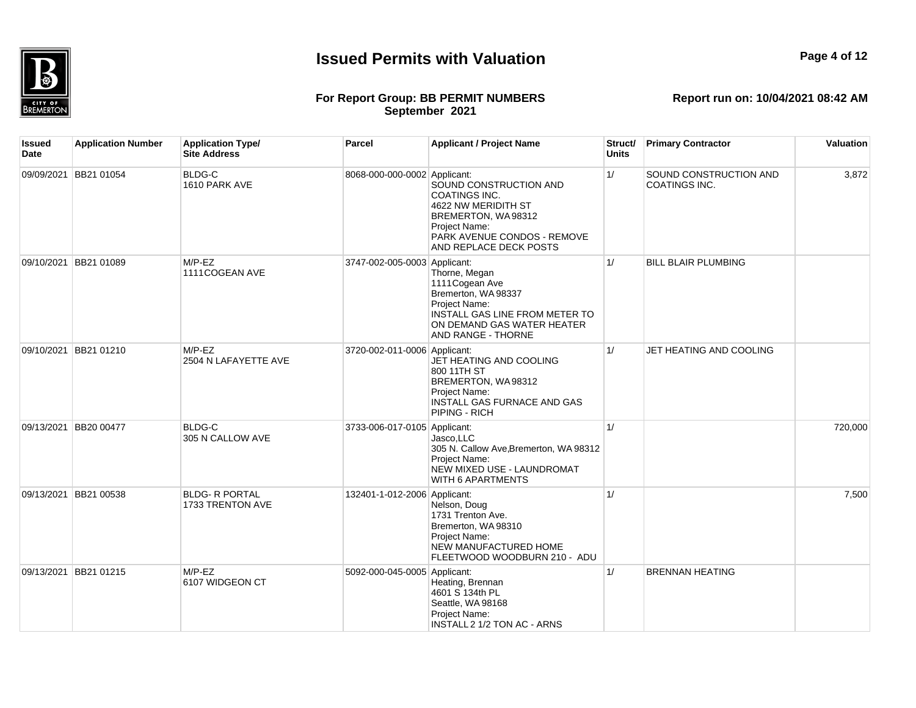# Issued Permits with Valuation

**For Report Group: BB PERMIT NUMBERS**
**September 2021**

**Report run on: 10/04/2021 08:42 AM**

| Issued Date | Application Number | Application Type/ Site Address | Parcel | Applicant / Project Name | Struct/ Units | Primary Contractor | Valuation |
|---|---|---|---|---|---|---|---|
| 09/09/2021 | BB21 01054 | BLDG-C<br>1610 PARK AVE | 8068-000-000-0002 | Applicant:<br>SOUND CONSTRUCTION AND COATINGS INC.<br>4622 NW MERIDITH ST<br>BREMERTON, WA 98312<br>Project Name:<br>PARK AVENUE CONDOS - REMOVE AND REPLACE DECK POSTS | 1/ | SOUND CONSTRUCTION AND COATINGS INC. | 3,872 |
| 09/10/2021 | BB21 01089 | M/P-EZ<br>1111COGEAN AVE | 3747-002-005-0003 | Applicant:<br>Thorne, Megan<br>1111Cogean Ave<br>Bremerton, WA 98337<br>Project Name:<br>INSTALL GAS LINE FROM METER TO ON DEMAND GAS WATER HEATER AND RANGE - THORNE | 1/ | BILL BLAIR PLUMBING | |
| 09/10/2021 | BB21 01210 | M/P-EZ<br>2504 N LAFAYETTE AVE | 3720-002-011-0006 | Applicant:<br>JET HEATING AND COOLING<br>800 11TH ST<br>BREMERTON, WA 98312<br>Project Name:<br>INSTALL GAS FURNACE AND GAS PIPING - RICH | 1/ | JET HEATING AND COOLING | |
| 09/13/2021 | BB20 00477 | BLDG-C<br>305 N CALLOW AVE | 3733-006-017-0105 | Applicant:<br>Jasco,LLC<br>305 N. Callow Ave,Bremerton, WA 98312<br>Project Name:<br>NEW MIXED USE - LAUNDROMAT WITH 6 APARTMENTS | 1/ | | 720,000 |
| 09/13/2021 | BB21 00538 | BLDG- R PORTAL<br>1733 TRENTON AVE | 132401-1-012-2006 | Applicant:<br>Nelson, Doug<br>1731 Trenton Ave.<br>Bremerton, WA 98310<br>Project Name:<br>NEW MANUFACTURED HOME FLEETWOOD WOODBURN 210 - ADU | 1/ | | 7,500 |
| 09/13/2021 | BB21 01215 | M/P-EZ<br>6107 WIDGEON CT | 5092-000-045-0005 | Applicant:<br>Heating, Brennan<br>4601 S 134th PL<br>Seattle, WA 98168<br>Project Name:<br>INSTALL 2 1/2 TON AC - ARNS | 1/ | BRENNAN HEATING | |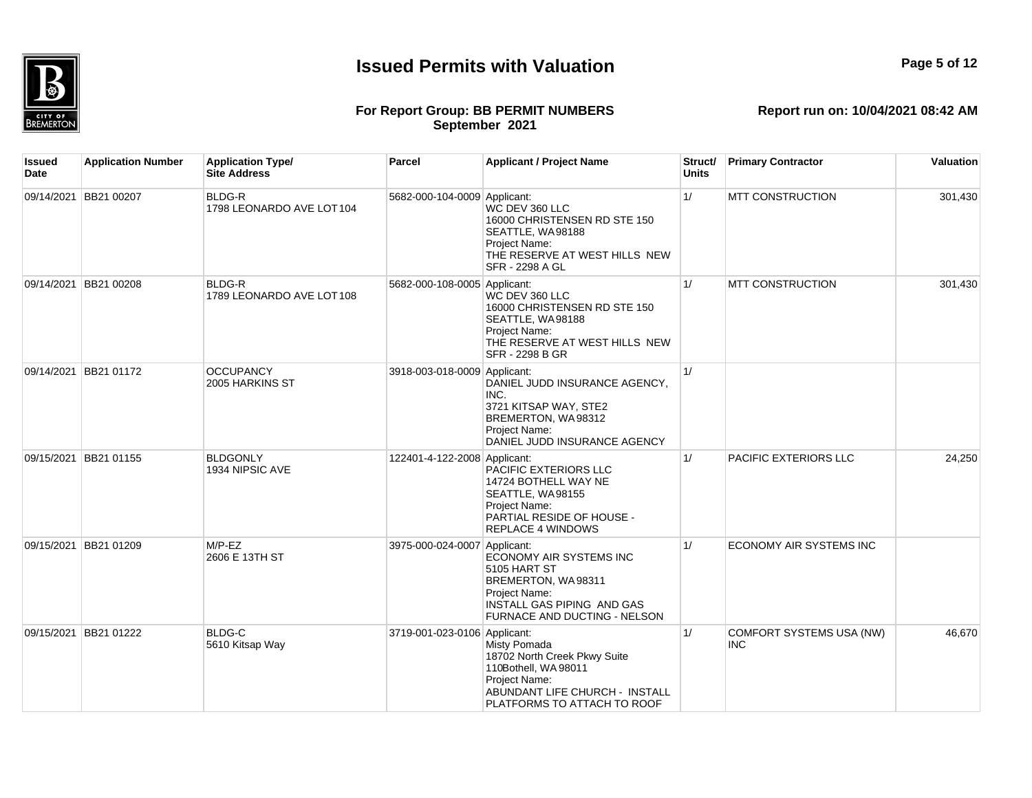# Issued Permits with Valuation

**For Report Group: BB PERMIT NUMBERS**
**September 2021**

**Report run on: 10/04/2021 08:42 AM**

| Issued Date | Application Number | Application Type/ Site Address | Parcel | Applicant / Project Name | Struct/ Units | Primary Contractor | Valuation |
|---|---|---|---|---|---|---|---|
| 09/14/2021 | BB21 00207 | BLDG-R<br>1798 LEONARDO AVE LOT 104 | 5682-000-104-0009 | Applicant:<br>WC DEV 360 LLC<br>16000 CHRISTENSEN RD STE 150<br>SEATTLE, WA 98188<br>Project Name:<br>THE RESERVE AT WEST HILLS NEW SFR - 2298 A GL | 1/ | MTT CONSTRUCTION | 301,430 |
| 09/14/2021 | BB21 00208 | BLDG-R<br>1789 LEONARDO AVE LOT 108 | 5682-000-108-0005 | Applicant:<br>WC DEV 360 LLC<br>16000 CHRISTENSEN RD STE 150<br>SEATTLE, WA 98188<br>Project Name:<br>THE RESERVE AT WEST HILLS NEW SFR - 2298 B GR | 1/ | MTT CONSTRUCTION | 301,430 |
| 09/14/2021 | BB21 01172 | OCCUPANCY<br>2005 HARKINS ST | 3918-003-018-0009 | Applicant:<br>DANIEL JUDD INSURANCE AGENCY, INC.<br>3721 KITSAP WAY, STE2<br>BREMERTON, WA 98312<br>Project Name:<br>DANIEL JUDD INSURANCE AGENCY | 1/ | | |
| 09/15/2021 | BB21 01155 | BLDGONLY<br>1934 NIPSIC AVE | 122401-4-122-2008 | Applicant:<br>PACIFIC EXTERIORS LLC<br>14724 BOTHELL WAY NE<br>SEATTLE, WA 98155<br>Project Name:<br>PARTIAL RESIDE OF HOUSE - REPLACE 4 WINDOWS | 1/ | PACIFIC EXTERIORS LLC | 24,250 |
| 09/15/2021 | BB21 01209 | M/P-EZ<br>2606 E 13TH ST | 3975-000-024-0007 | Applicant:<br>ECONOMY AIR SYSTEMS INC<br>5105 HART ST<br>BREMERTON, WA 98311<br>Project Name:<br>INSTALL GAS PIPING AND GAS FURNACE AND DUCTING - NELSON | 1/ | ECONOMY AIR SYSTEMS INC | |
| 09/15/2021 | BB21 01222 | BLDG-C<br>5610 Kitsap Way | 3719-001-023-0106 | Applicant:<br>Misty Pomada<br>18702 North Creek Pkwy Suite 110Bothell, WA 98011<br>Project Name:<br>ABUNDANT LIFE CHURCH - INSTALL PLATFORMS TO ATTACH TO ROOF | 1/ | COMFORT SYSTEMS USA (NW) INC | 46,670 |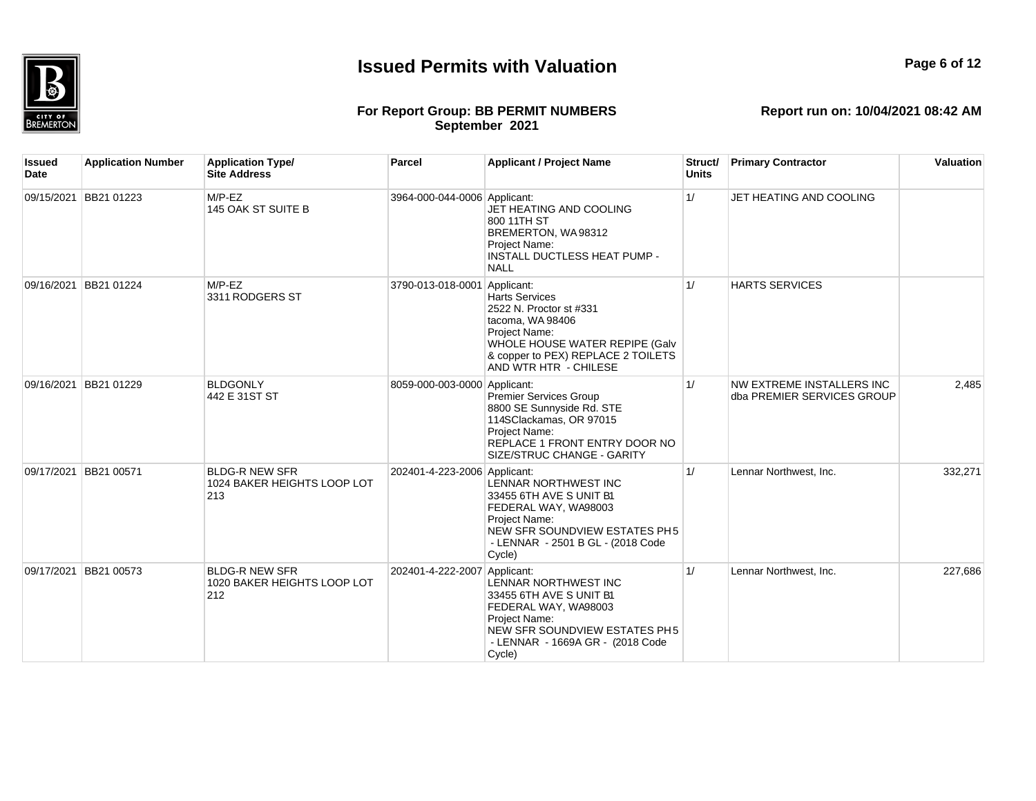# Issued Permits with Valuation

**For Report Group: BB PERMIT NUMBERS**
**September 2021**

**Report run on: 10/04/2021 08:42 AM**

| Issued Date | Application Number | Application Type/ Site Address | Parcel | Applicant / Project Name | Struct/ Units | Primary Contractor | Valuation |
|---|---|---|---|---|---|---|---|
| 09/15/2021 | BB21 01223 | M/P-EZ<br>145 OAK ST SUITE B | 3964-000-044-0006 | Applicant:<br>JET HEATING AND COOLING<br>800 11TH ST<br>BREMERTON, WA 98312<br>Project Name:<br>INSTALL DUCTLESS HEAT PUMP - NALL | 1/ | JET HEATING AND COOLING | |
| 09/16/2021 | BB21 01224 | M/P-EZ<br>3311 RODGERS ST | 3790-013-018-0001 | Applicant:<br>Harts Services<br>2522 N. Proctor st #331<br>tacoma, WA 98406<br>Project Name:<br>WHOLE HOUSE WATER REPIPE (Galv & copper to PEX) REPLACE 2 TOILETS AND WTR HTR - CHILESE | 1/ | HARTS SERVICES | |
| 09/16/2021 | BB21 01229 | BLDGONLY<br>442 E 31ST ST | 8059-000-003-0000 | Applicant:<br>Premier Services Group<br>8800 SE Sunnyside Rd. STE 114SClackamas, OR 97015<br>Project Name:<br>REPLACE 1 FRONT ENTRY DOOR NO SIZE/STRUC CHANGE - GARITY | 1/ | NW EXTREME INSTALLERS INC dba PREMIER SERVICES GROUP | 2,485 |
| 09/17/2021 | BB21 00571 | BLDG-R NEW SFR<br>1024 BAKER HEIGHTS LOOP LOT 213 | 202401-4-223-2006 | Applicant:<br>LENNAR NORTHWEST INC<br>33455 6TH AVE S UNIT B1<br>FEDERAL WAY, WA98003<br>Project Name:<br>NEW SFR SOUNDVIEW ESTATES PH5 - LENNAR - 2501 B GL - (2018 Code Cycle) | 1/ | Lennar Northwest, Inc. | 332,271 |
| 09/17/2021 | BB21 00573 | BLDG-R NEW SFR<br>1020 BAKER HEIGHTS LOOP LOT 212 | 202401-4-222-2007 | Applicant:<br>LENNAR NORTHWEST INC<br>33455 6TH AVE S UNIT B1<br>FEDERAL WAY, WA98003<br>Project Name:<br>NEW SFR SOUNDVIEW ESTATES PH5 - LENNAR - 1669A GR - (2018 Code Cycle) | 1/ | Lennar Northwest, Inc. | 227,686 |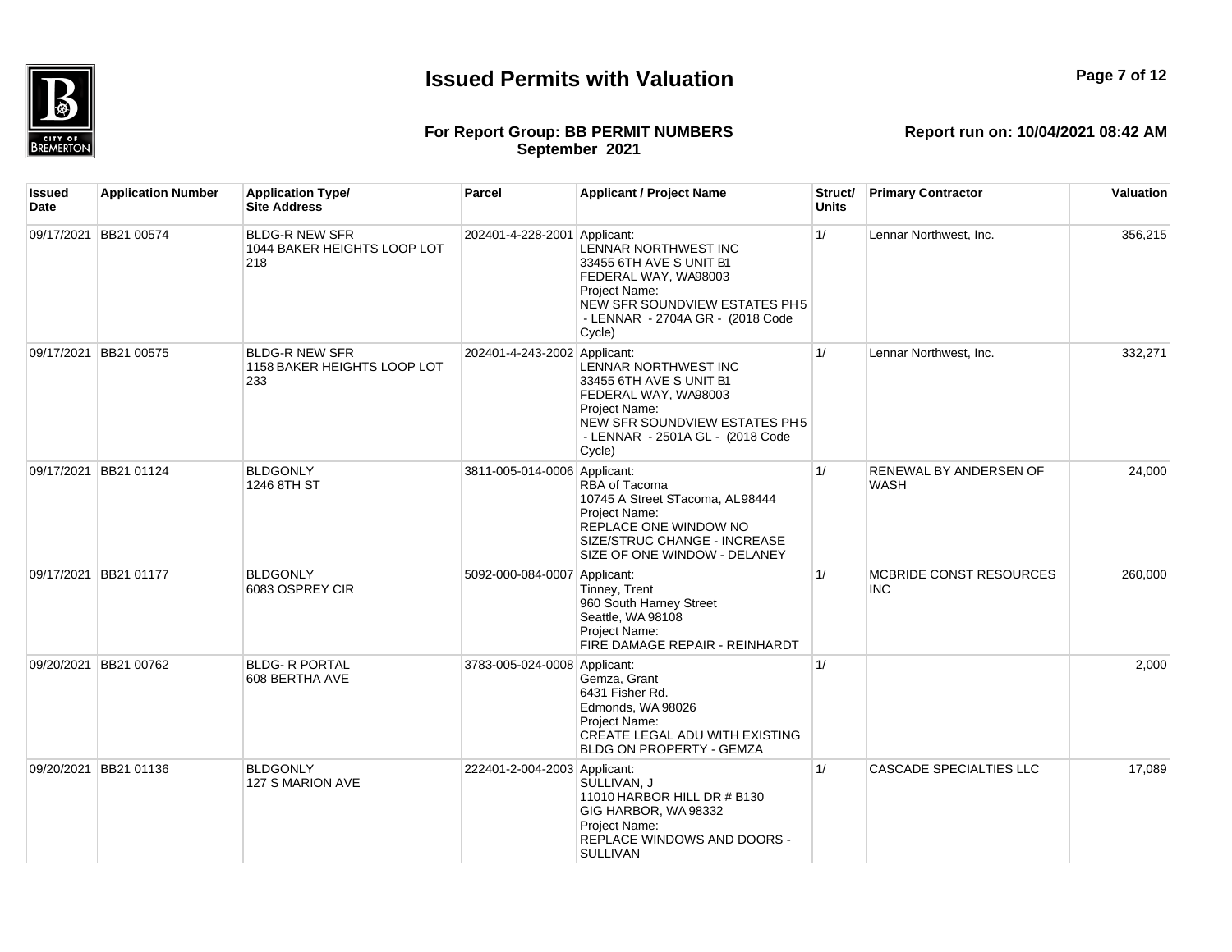# Issued Permits with Valuation

**For Report Group: BB PERMIT NUMBERS**
**September 2021**

**Report run on: 10/04/2021 08:42 AM**

| Issued Date | Application Number | Application Type/ Site Address | Parcel | Applicant / Project Name | Struct/ Units | Primary Contractor | Valuation |
|---|---|---|---|---|---|---|---|
| 09/17/2021 | BB21 00574 | BLDG-R NEW SFR 1044 BAKER HEIGHTS LOOP LOT 218 | 202401-4-228-2001 | Applicant: LENNAR NORTHWEST INC 33455 6TH AVE S UNIT B1 FEDERAL WAY, WA98003 Project Name: NEW SFR SOUNDVIEW ESTATES PH5 - LENNAR - 2704A GR - (2018 Code Cycle) | 1/ | Lennar Northwest, Inc. | 356,215 |
| 09/17/2021 | BB21 00575 | BLDG-R NEW SFR 1158 BAKER HEIGHTS LOOP LOT 233 | 202401-4-243-2002 | Applicant: LENNAR NORTHWEST INC 33455 6TH AVE S UNIT B1 FEDERAL WAY, WA98003 Project Name: NEW SFR SOUNDVIEW ESTATES PH5 - LENNAR - 2501A GL - (2018 Code Cycle) | 1/ | Lennar Northwest, Inc. | 332,271 |
| 09/17/2021 | BB21 01124 | BLDGONLY 1246 8TH ST | 3811-005-014-0006 | Applicant: RBA of Tacoma 10745 A Street STacoma, AL98444 Project Name: REPLACE ONE WINDOW NO SIZE/STRUC CHANGE - INCREASE SIZE OF ONE WINDOW - DELANEY | 1/ | RENEWAL BY ANDERSEN OF WASH | 24,000 |
| 09/17/2021 | BB21 01177 | BLDGONLY 6083 OSPREY CIR | 5092-000-084-0007 | Applicant: Tinney, Trent 960 South Harney Street Seattle, WA 98108 Project Name: FIRE DAMAGE REPAIR - REINHARDT | 1/ | MCBRIDE CONST RESOURCES INC | 260,000 |
| 09/20/2021 | BB21 00762 | BLDG- R PORTAL 608 BERTHA AVE | 3783-005-024-0008 | Applicant: Gemza, Grant 6431 Fisher Rd. Edmonds, WA 98026 Project Name: CREATE LEGAL ADU WITH EXISTING BLDG ON PROPERTY - GEMZA | 1/ | | 2,000 |
| 09/20/2021 | BB21 01136 | BLDGONLY 127 S MARION AVE | 222401-2-004-2003 | Applicant: SULLIVAN, J 11010 HARBOR HILL DR # B130 GIG HARBOR, WA 98332 Project Name: REPLACE WINDOWS AND DOORS - SULLIVAN | 1/ | CASCADE SPECIALTIES LLC | 17,089 |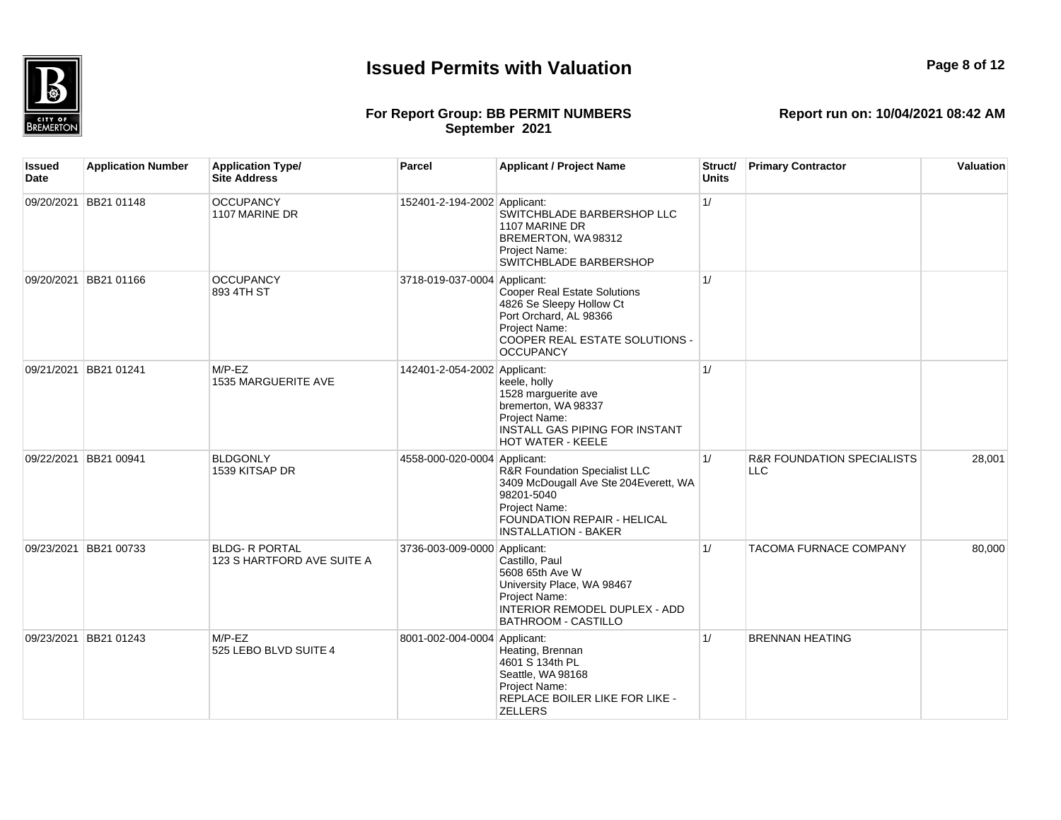# Issued Permits with Valuation

**For Report Group: BB PERMIT NUMBERS**
**September 2021**

**Report run on: 10/04/2021 08:42 AM**

| Issued Date | Application Number | Application Type/ Site Address | Parcel | Applicant / Project Name | Struct/ Units | Primary Contractor | Valuation |
|---|---|---|---|---|---|---|---|
| 09/20/2021 | BB21 01148 | OCCUPANCY<br>1107 MARINE DR | 152401-2-194-2002 | Applicant:<br>SWITCHBLADE BARBERSHOP LLC<br>1107 MARINE DR<br>BREMERTON, WA 98312<br>Project Name:<br>SWITCHBLADE BARBERSHOP | 1/ | | |
| 09/20/2021 | BB21 01166 | OCCUPANCY<br>893 4TH ST | 3718-019-037-0004 | Applicant:<br>Cooper Real Estate Solutions<br>4826 Se Sleepy Hollow Ct<br>Port Orchard, AL 98366<br>Project Name:<br>COOPER REAL ESTATE SOLUTIONS - OCCUPANCY | 1/ | | |
| 09/21/2021 | BB21 01241 | M/P-EZ<br>1535 MARGUERITE AVE | 142401-2-054-2002 | Applicant:<br>keele, holly<br>1528 marguerite ave<br>bremerton, WA 98337<br>Project Name:<br>INSTALL GAS PIPING FOR INSTANT HOT WATER - KEELE | 1/ | | |
| 09/22/2021 | BB21 00941 | BLDGONLY<br>1539 KITSAP DR | 4558-000-020-0004 | Applicant:<br>R&R Foundation Specialist LLC<br>3409 McDougall Ave Ste 204Everett, WA 98201-5040<br>Project Name:<br>FOUNDATION REPAIR - HELICAL INSTALLATION - BAKER | 1/ | R&R FOUNDATION SPECIALISTS LLC | 28,001 |
| 09/23/2021 | BB21 00733 | BLDG- R PORTAL<br>123 S HARTFORD AVE SUITE A | 3736-003-009-0000 | Applicant:<br>Castillo, Paul<br>5608 65th Ave W<br>University Place, WA 98467<br>Project Name:<br>INTERIOR REMODEL DUPLEX - ADD BATHROOM - CASTILLO | 1/ | TACOMA FURNACE COMPANY | 80,000 |
| 09/23/2021 | BB21 01243 | M/P-EZ<br>525 LEBO BLVD SUITE 4 | 8001-002-004-0004 | Applicant:<br>Heating, Brennan<br>4601 S 134th PL<br>Seattle, WA 98168<br>Project Name:<br>REPLACE BOILER LIKE FOR LIKE - ZELLERS | 1/ | BRENNAN HEATING | |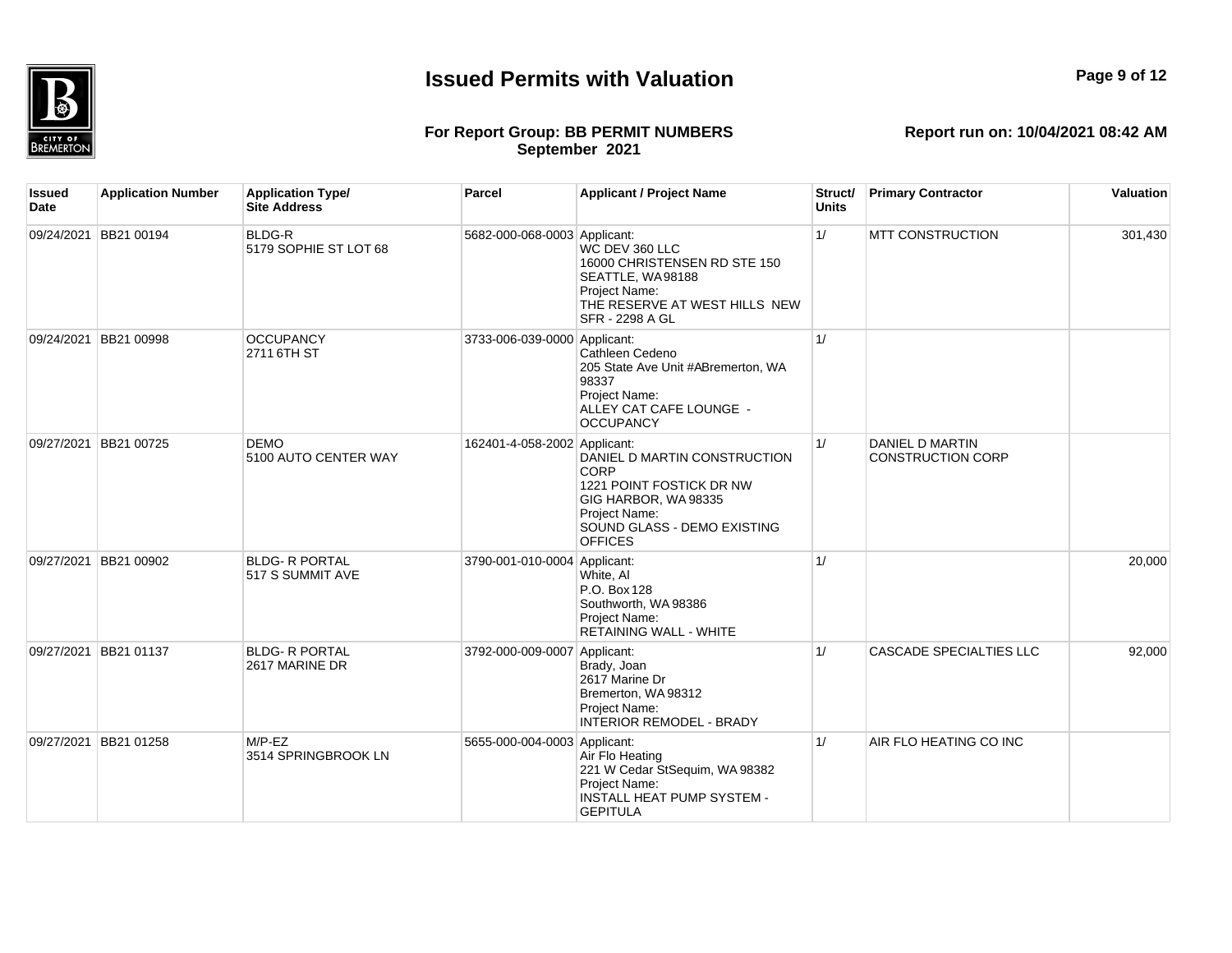# Issued Permits with Valuation

**For Report Group: BB PERMIT NUMBERS**
**September 2021**

**Report run on: 10/04/2021 08:42 AM**

| Issued Date | Application Number | Application Type/ Site Address | Parcel | Applicant / Project Name | Struct/ Units | Primary Contractor | Valuation |
|---|---|---|---|---|---|---|---|
| 09/24/2021 | BB21 00194 | BLDG-R<br>5179 SOPHIE ST LOT 68 | 5682-000-068-0003 | Applicant:<br>WC DEV 360 LLC<br>16000 CHRISTENSEN RD STE 150<br>SEATTLE, WA 98188<br>Project Name:<br>THE RESERVE AT WEST HILLS NEW SFR - 2298 A GL | 1/ | MTT CONSTRUCTION | 301,430 |
| 09/24/2021 | BB21 00998 | OCCUPANCY<br>2711 6TH ST | 3733-006-039-0000 | Applicant:<br>Cathleen Cedeno<br>205 State Ave Unit #ABremerton, WA 98337<br>Project Name:<br>ALLEY CAT CAFE LOUNGE - OCCUPANCY | 1/ | | |
| 09/27/2021 | BB21 00725 | DEMO<br>5100 AUTO CENTER WAY | 162401-4-058-2002 | Applicant:<br>DANIEL D MARTIN CONSTRUCTION CORP<br>1221 POINT FOSTICK DR NW<br>GIG HARBOR, WA 98335<br>Project Name:<br>SOUND GLASS - DEMO EXISTING OFFICES | 1/ | DANIEL D MARTIN CONSTRUCTION CORP | |
| 09/27/2021 | BB21 00902 | BLDG- R PORTAL<br>517 S SUMMIT AVE | 3790-001-010-0004 | Applicant:<br>White, Al<br>P.O. Box 128<br>Southworth, WA 98386<br>Project Name:<br>RETAINING WALL - WHITE | 1/ | | 20,000 |
| 09/27/2021 | BB21 01137 | BLDG- R PORTAL<br>2617 MARINE DR | 3792-000-009-0007 | Applicant:<br>Brady, Joan<br>2617 Marine Dr<br>Bremerton, WA 98312<br>Project Name:<br>INTERIOR REMODEL - BRADY | 1/ | CASCADE SPECIALTIES LLC | 92,000 |
| 09/27/2021 | BB21 01258 | M/P-EZ<br>3514 SPRINGBROOK LN | 5655-000-004-0003 | Applicant:<br>Air Flo Heating<br>221 W Cedar StSequim, WA 98382<br>Project Name:<br>INSTALL HEAT PUMP SYSTEM - GEPITULA | 1/ | AIR FLO HEATING CO INC | |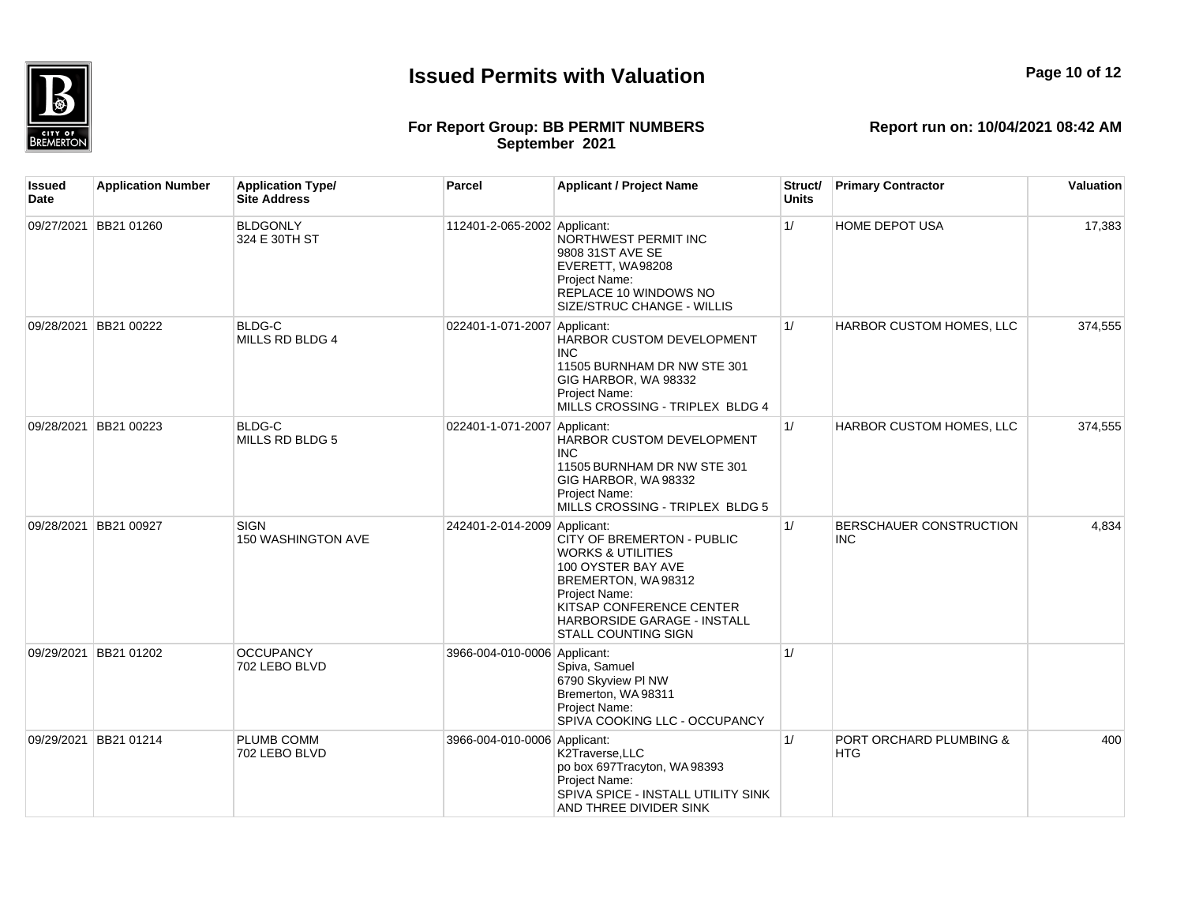# Issued Permits with Valuation

**For Report Group: BB PERMIT NUMBERS**
**September 2021**

**Report run on: 10/04/2021 08:42 AM**

| Issued Date | Application Number | Application Type/ Site Address | Parcel | Applicant / Project Name | Struct/ Units | Primary Contractor | Valuation |
|---|---|---|---|---|---|---|---|
| 09/27/2021 | BB21 01260 | BLDGONLY<br>324 E 30TH ST | 112401-2-065-2002 | Applicant:<br>NORTHWEST PERMIT INC<br>9808 31ST AVE SE<br>EVERETT, WA98208<br>Project Name:<br>REPLACE 10 WINDOWS NO SIZE/STRUC CHANGE - WILLIS | 1/ | HOME DEPOT USA | 17,383 |
| 09/28/2021 | BB21 00222 | BLDG-C<br>MILLS RD BLDG 4 | 022401-1-071-2007 | Applicant:<br>HARBOR CUSTOM DEVELOPMENT INC<br>11505 BURNHAM DR NW STE 301<br>GIG HARBOR, WA 98332<br>Project Name:<br>MILLS CROSSING - TRIPLEX BLDG 4 | 1/ | HARBOR CUSTOM HOMES, LLC | 374,555 |
| 09/28/2021 | BB21 00223 | BLDG-C<br>MILLS RD BLDG 5 | 022401-1-071-2007 | Applicant:<br>HARBOR CUSTOM DEVELOPMENT INC<br>11505 BURNHAM DR NW STE 301<br>GIG HARBOR, WA 98332<br>Project Name:<br>MILLS CROSSING - TRIPLEX BLDG 5 | 1/ | HARBOR CUSTOM HOMES, LLC | 374,555 |
| 09/28/2021 | BB21 00927 | SIGN<br>150 WASHINGTON AVE | 242401-2-014-2009 | Applicant:<br>CITY OF BREMERTON - PUBLIC WORKS & UTILITIES<br>100 OYSTER BAY AVE<br>BREMERTON, WA98312<br>Project Name:<br>KITSAP CONFERENCE CENTER HARBORSIDE GARAGE - INSTALL STALL COUNTING SIGN | 1/ | BERSCHAUER CONSTRUCTION INC | 4,834 |
| 09/29/2021 | BB21 01202 | OCCUPANCY<br>702 LEBO BLVD | 3966-004-010-0006 | Applicant:<br>Spiva, Samuel<br>6790 Skyview Pl NW<br>Bremerton, WA98311<br>Project Name:<br>SPIVA COOKING LLC - OCCUPANCY | 1/ | | |
| 09/29/2021 | BB21 01214 | PLUMB COMM<br>702 LEBO BLVD | 3966-004-010-0006 | Applicant:<br>K2Traverse,LLC<br>po box 697Tracyton, WA98393<br>Project Name:<br>SPIVA SPICE - INSTALL UTILITY SINK AND THREE DIVIDER SINK | 1/ | PORT ORCHARD PLUMBING & HTG | 400 |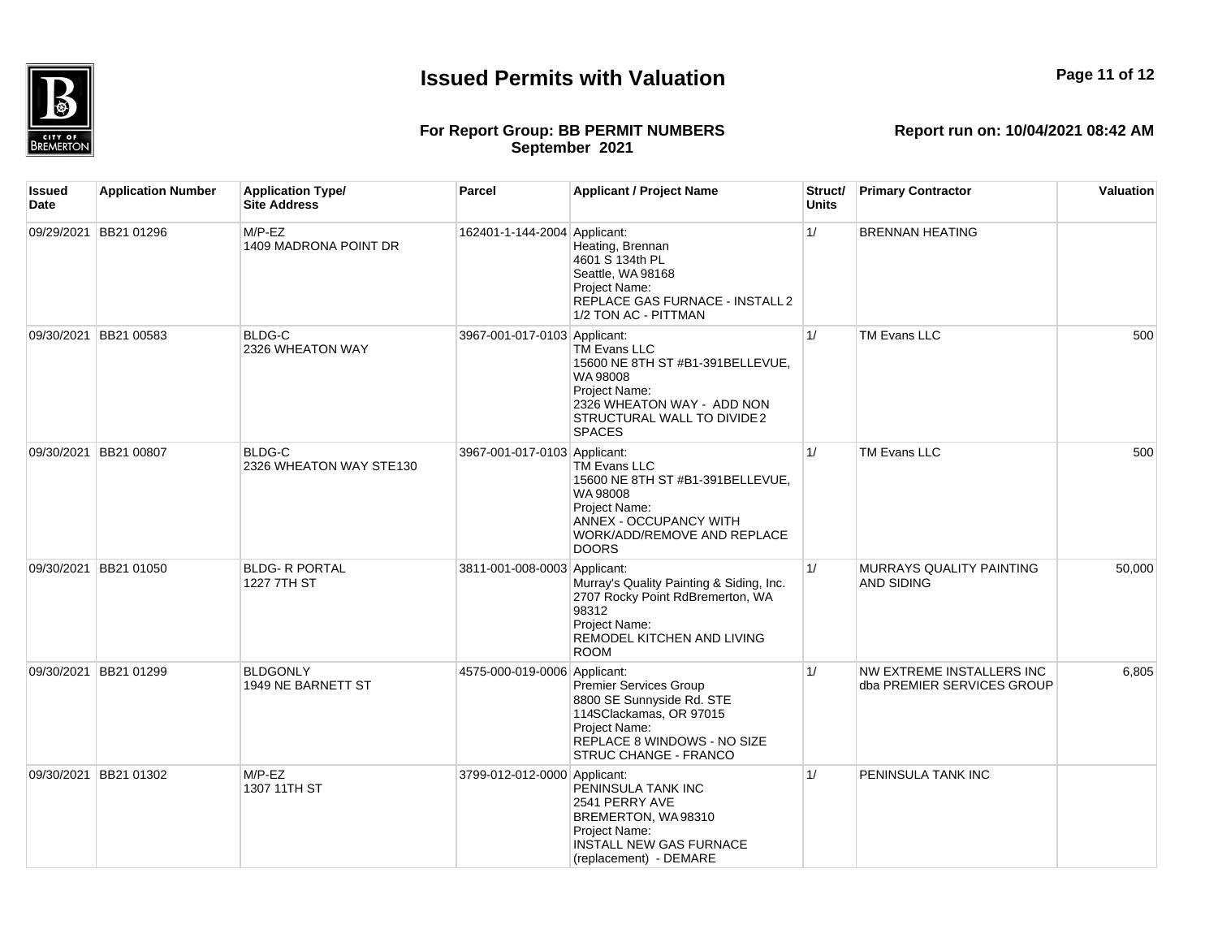# Issued Permits with Valuation

**For Report Group: BB PERMIT NUMBERS**
**September 2021**

**Report run on: 10/04/2021 08:42 AM**

| Issued Date | Application Number | Application Type/ Site Address | Parcel | Applicant / Project Name | Struct/ Units | Primary Contractor | Valuation |
|---|---|---|---|---|---|---|---|
| 09/29/2021 | BB21 01296 | M/P-EZ<br>1409 MADRONA POINT DR | 162401-1-144-2004 | Applicant:<br>Heating, Brennan<br>4601 S 134th PL<br>Seattle, WA 98168<br>Project Name:<br>REPLACE GAS FURNACE - INSTALL 2 1/2 TON AC - PITTMAN | 1/ | BRENNAN HEATING | |
| 09/30/2021 | BB21 00583 | BLDG-C<br>2326 WHEATON WAY | 3967-001-017-0103 | Applicant:<br>TM Evans LLC<br>15600 NE 8TH ST #B1-391BELLEVUE, WA 98008<br>Project Name:<br>2326 WHEATON WAY - ADD NON STRUCTURAL WALL TO DIVIDE 2 SPACES | 1/ | TM Evans LLC | 500 |
| 09/30/2021 | BB21 00807 | BLDG-C<br>2326 WHEATON WAY STE130 | 3967-001-017-0103 | Applicant:<br>TM Evans LLC<br>15600 NE 8TH ST #B1-391BELLEVUE, WA 98008<br>Project Name:<br>ANNEX - OCCUPANCY WITH WORK/ADD/REMOVE AND REPLACE DOORS | 1/ | TM Evans LLC | 500 |
| 09/30/2021 | BB21 01050 | BLDG- R PORTAL<br>1227 7TH ST | 3811-001-008-0003 | Applicant:<br>Murray's Quality Painting & Siding, Inc.<br>2707 Rocky Point RdBremerton, WA 98312<br>Project Name:<br>REMODEL KITCHEN AND LIVING ROOM | 1/ | MURRAYS QUALITY PAINTING AND SIDING | 50,000 |
| 09/30/2021 | BB21 01299 | BLDGONLY<br>1949 NE BARNETT ST | 4575-000-019-0006 | Applicant:<br>Premier Services Group<br>8800 SE Sunnyside Rd. STE 114SClackamas, OR 97015<br>Project Name:<br>REPLACE 8 WINDOWS - NO SIZE STRUC CHANGE - FRANCO | 1/ | NW EXTREME INSTALLERS INC dba PREMIER SERVICES GROUP | 6,805 |
| 09/30/2021 | BB21 01302 | M/P-EZ<br>1307 11TH ST | 3799-012-012-0000 | Applicant:<br>PENINSULA TANK INC<br>2541 PERRY AVE<br>BREMERTON, WA 98310<br>Project Name:<br>INSTALL NEW GAS FURNACE (replacement) - DEMARE | 1/ | PENINSULA TANK INC | |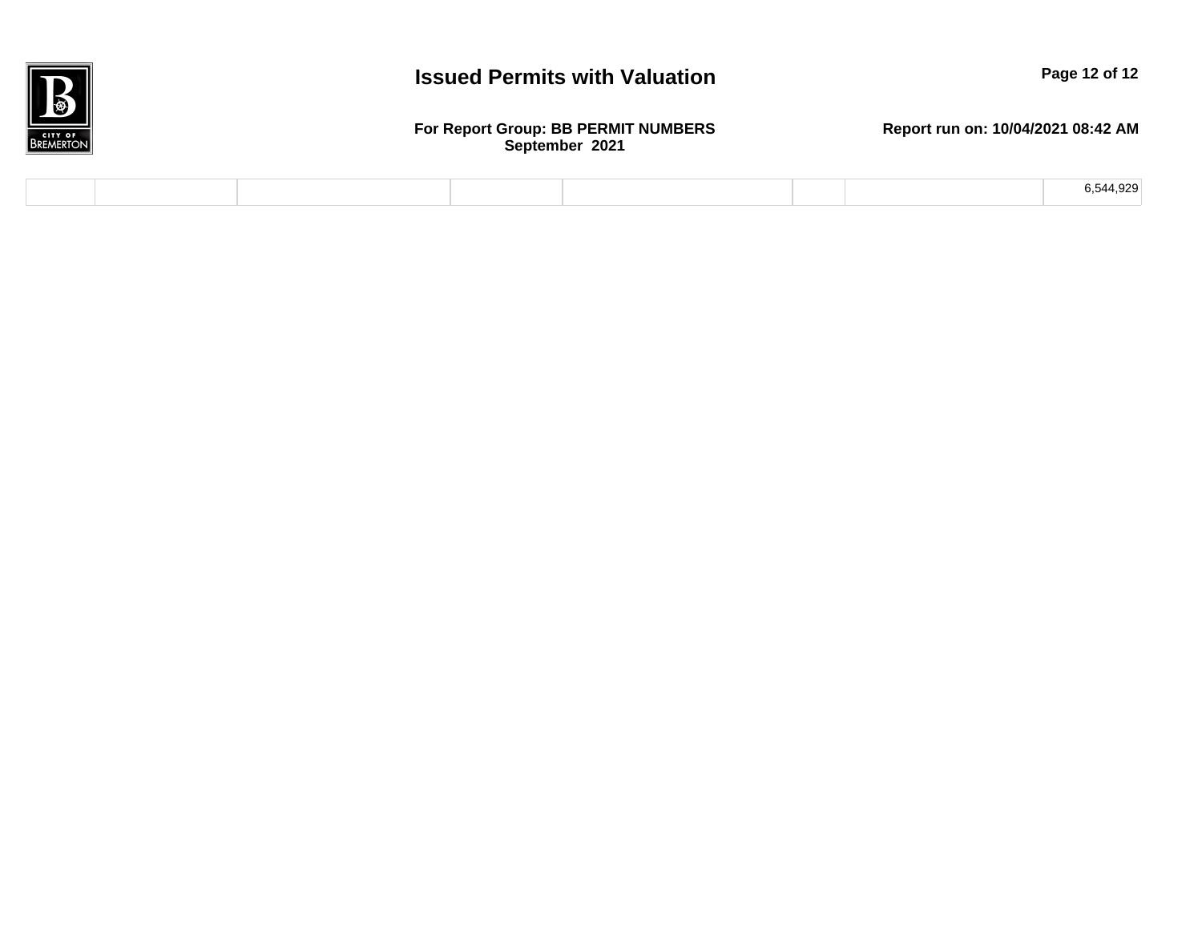# Issued Permits with Valuation

**For Report Group: BB PERMIT NUMBERS**
**September 2021**

**Report run on: 10/04/2021 08:42 AM**

| | | | | | | | |
|---|---|---|---|---|---|---|---|
| | | | | | | | 6,544,929 |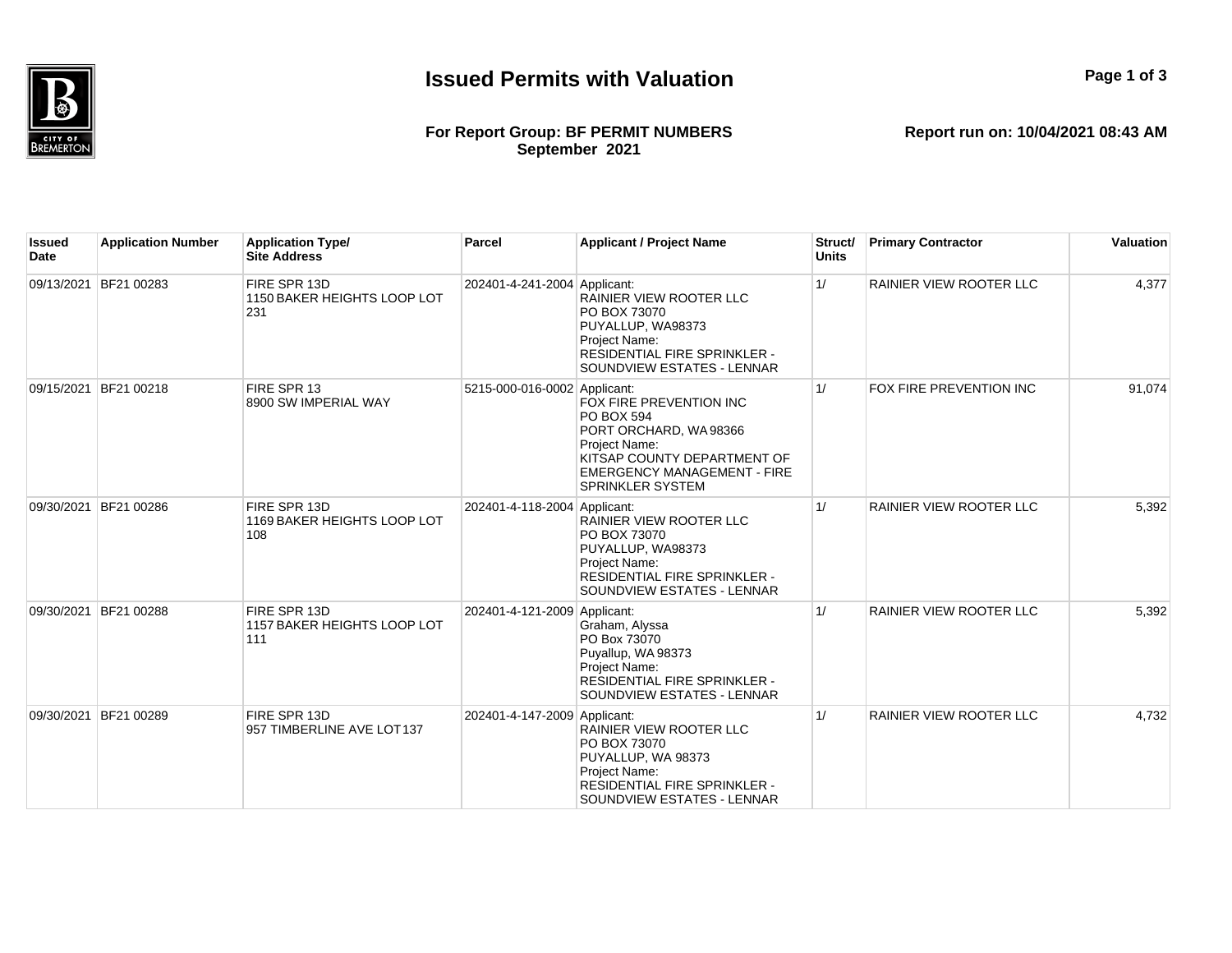# Issued Permits with Valuation

**For Report Group: BF PERMIT NUMBERS**
**September 2021**

**Report run on: 10/04/2021 08:43 AM**

| Issued Date | Application Number | Application Type/ Site Address | Parcel | Applicant / Project Name | Struct/ Units | Primary Contractor | Valuation |
|---|---|---|---|---|---|---|---|
| 09/13/2021 | BF21 00283 | FIRE SPR 13D<br>1150 BAKER HEIGHTS LOOP LOT 231 | 202401-4-241-2004 | Applicant:<br>RAINIER VIEW ROOTER LLC<br>PO BOX 73070<br>PUYALLUP, WA98373<br>Project Name:<br>RESIDENTIAL FIRE SPRINKLER - SOUNDVIEW ESTATES - LENNAR | 1/ | RAINIER VIEW ROOTER LLC | 4,377 |
| 09/15/2021 | BF21 00218 | FIRE SPR 13<br>8900 SW IMPERIAL WAY | 5215-000-016-0002 | Applicant:<br>FOX FIRE PREVENTION INC<br>PO BOX 594<br>PORT ORCHARD, WA 98366<br>Project Name:<br>KITSAP COUNTY DEPARTMENT OF EMERGENCY MANAGEMENT - FIRE SPRINKLER SYSTEM | 1/ | FOX FIRE PREVENTION INC | 91,074 |
| 09/30/2021 | BF21 00286 | FIRE SPR 13D<br>1169 BAKER HEIGHTS LOOP LOT 108 | 202401-4-118-2004 | Applicant:<br>RAINIER VIEW ROOTER LLC<br>PO BOX 73070<br>PUYALLUP, WA98373<br>Project Name:<br>RESIDENTIAL FIRE SPRINKLER - SOUNDVIEW ESTATES - LENNAR | 1/ | RAINIER VIEW ROOTER LLC | 5,392 |
| 09/30/2021 | BF21 00288 | FIRE SPR 13D<br>1157 BAKER HEIGHTS LOOP LOT 111 | 202401-4-121-2009 | Applicant:<br>Graham, Alyssa<br>PO Box 73070<br>Puyallup, WA 98373<br>Project Name:<br>RESIDENTIAL FIRE SPRINKLER - SOUNDVIEW ESTATES - LENNAR | 1/ | RAINIER VIEW ROOTER LLC | 5,392 |
| 09/30/2021 | BF21 00289 | FIRE SPR 13D<br>957 TIMBERLINE AVE LOT 137 | 202401-4-147-2009 | Applicant:<br>RAINIER VIEW ROOTER LLC<br>PO BOX 73070<br>PUYALLUP, WA 98373<br>Project Name:<br>RESIDENTIAL FIRE SPRINKLER - SOUNDVIEW ESTATES - LENNAR | 1/ | RAINIER VIEW ROOTER LLC | 4,732 |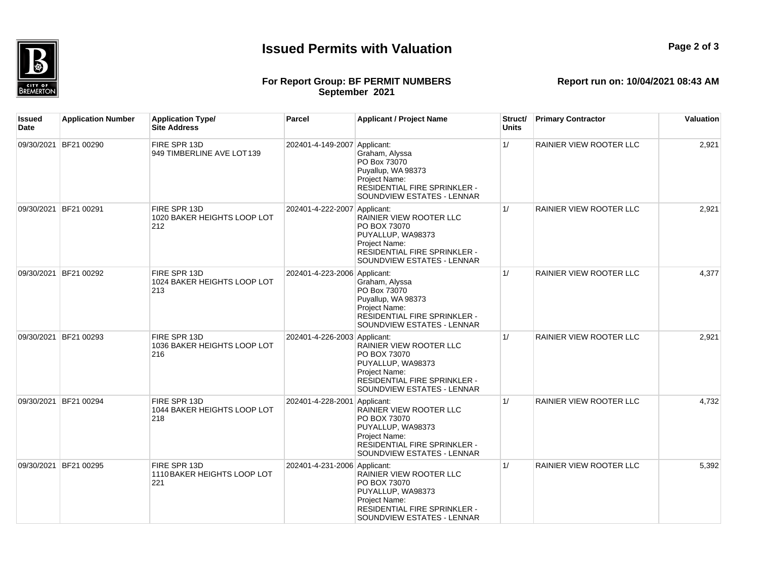# Issued Permits with Valuation

**For Report Group: BF PERMIT NUMBERS**
**September 2021**

**Report run on: 10/04/2021 08:43 AM**

| Issued Date | Application Number | Application Type/ Site Address | Parcel | Applicant / Project Name | Struct/ Units | Primary Contractor | Valuation |
|---|---|---|---|---|---|---|---|
| 09/30/2021 | BF21 00290 | FIRE SPR 13D<br>949 TIMBERLINE AVE LOT 139 | 202401-4-149-2007 | Applicant:<br>Graham, Alyssa<br>PO Box 73070<br>Puyallup, WA 98373<br>Project Name:<br>RESIDENTIAL FIRE SPRINKLER - SOUNDVIEW ESTATES - LENNAR | 1/ | RAINIER VIEW ROOTER LLC | 2,921 |
| 09/30/2021 | BF21 00291 | FIRE SPR 13D<br>1020 BAKER HEIGHTS LOOP LOT 212 | 202401-4-222-2007 | Applicant:<br>RAINIER VIEW ROOTER LLC<br>PO BOX 73070<br>PUYALLUP, WA98373<br>Project Name:<br>RESIDENTIAL FIRE SPRINKLER - SOUNDVIEW ESTATES - LENNAR | 1/ | RAINIER VIEW ROOTER LLC | 2,921 |
| 09/30/2021 | BF21 00292 | FIRE SPR 13D<br>1024 BAKER HEIGHTS LOOP LOT 213 | 202401-4-223-2006 | Applicant:<br>Graham, Alyssa<br>PO Box 73070<br>Puyallup, WA 98373<br>Project Name:<br>RESIDENTIAL FIRE SPRINKLER - SOUNDVIEW ESTATES - LENNAR | 1/ | RAINIER VIEW ROOTER LLC | 4,377 |
| 09/30/2021 | BF21 00293 | FIRE SPR 13D<br>1036 BAKER HEIGHTS LOOP LOT 216 | 202401-4-226-2003 | Applicant:<br>RAINIER VIEW ROOTER LLC<br>PO BOX 73070<br>PUYALLUP, WA98373<br>Project Name:<br>RESIDENTIAL FIRE SPRINKLER - SOUNDVIEW ESTATES - LENNAR | 1/ | RAINIER VIEW ROOTER LLC | 2,921 |
| 09/30/2021 | BF21 00294 | FIRE SPR 13D<br>1044 BAKER HEIGHTS LOOP LOT 218 | 202401-4-228-2001 | Applicant:<br>RAINIER VIEW ROOTER LLC<br>PO BOX 73070<br>PUYALLUP, WA98373<br>Project Name:<br>RESIDENTIAL FIRE SPRINKLER - SOUNDVIEW ESTATES - LENNAR | 1/ | RAINIER VIEW ROOTER LLC | 4,732 |
| 09/30/2021 | BF21 00295 | FIRE SPR 13D<br>1110 BAKER HEIGHTS LOOP LOT 221 | 202401-4-231-2006 | Applicant:<br>RAINIER VIEW ROOTER LLC<br>PO BOX 73070<br>PUYALLUP, WA98373<br>Project Name:<br>RESIDENTIAL FIRE SPRINKLER - SOUNDVIEW ESTATES - LENNAR | 1/ | RAINIER VIEW ROOTER LLC | 5,392 |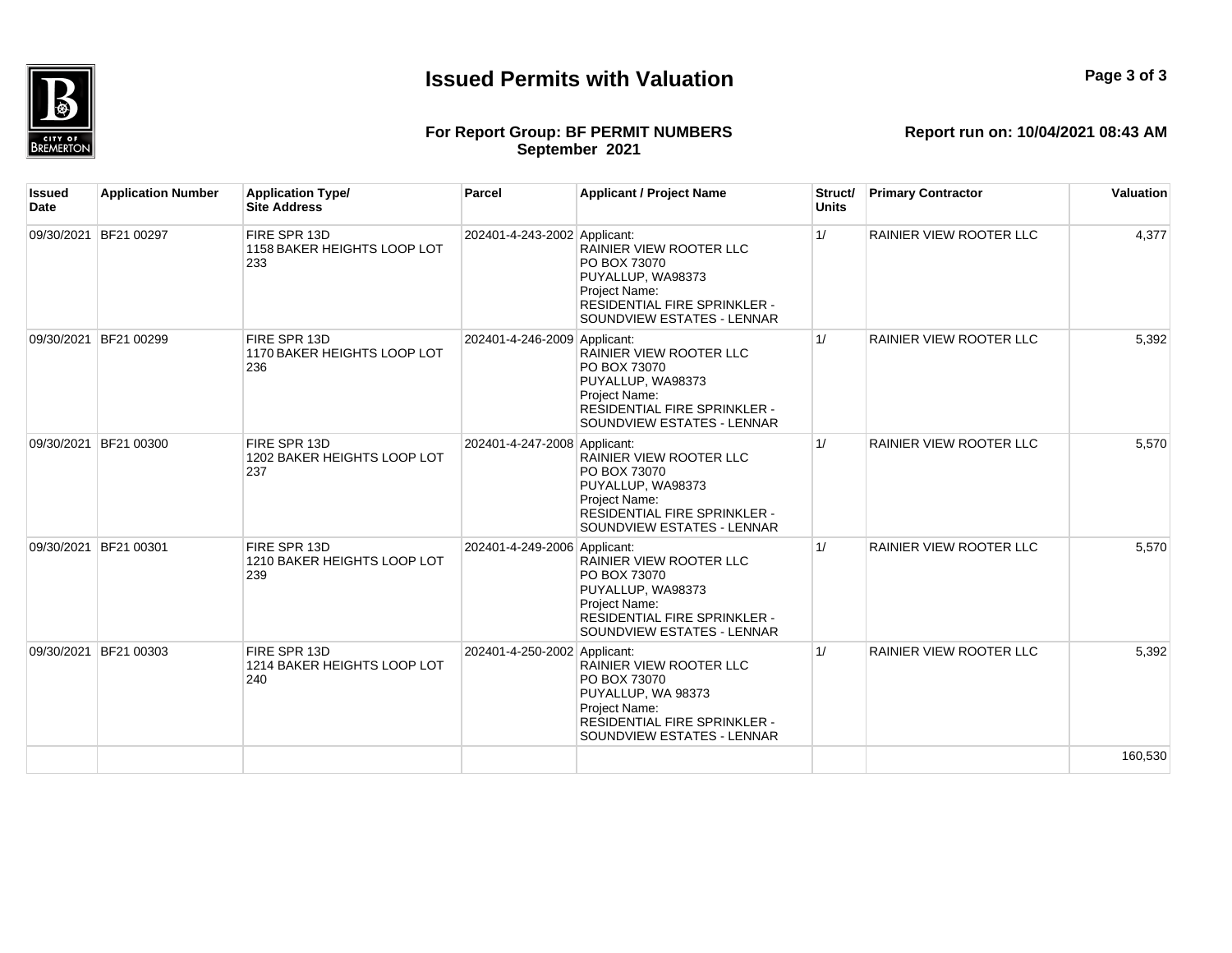# Issued Permits with Valuation

**For Report Group: BF PERMIT NUMBERS**
**September 2021**

**Report run on: 10/04/2021 08:43 AM**

| Issued Date | Application Number | Application Type/ Site Address | Parcel | Applicant / Project Name | Struct/ Units | Primary Contractor | Valuation |
|---|---|---|---|---|---|---|---|
| 09/30/2021 | BF21 00297 | FIRE SPR 13D 1158 BAKER HEIGHTS LOOP LOT 233 | 202401-4-243-2002 | Applicant: RAINIER VIEW ROOTER LLC PO BOX 73070 PUYALLUP, WA98373 Project Name: RESIDENTIAL FIRE SPRINKLER - SOUNDVIEW ESTATES - LENNAR | 1/ | RAINIER VIEW ROOTER LLC | 4,377 |
| 09/30/2021 | BF21 00299 | FIRE SPR 13D 1170 BAKER HEIGHTS LOOP LOT 236 | 202401-4-246-2009 | Applicant: RAINIER VIEW ROOTER LLC PO BOX 73070 PUYALLUP, WA98373 Project Name: RESIDENTIAL FIRE SPRINKLER - SOUNDVIEW ESTATES - LENNAR | 1/ | RAINIER VIEW ROOTER LLC | 5,392 |
| 09/30/2021 | BF21 00300 | FIRE SPR 13D 1202 BAKER HEIGHTS LOOP LOT 237 | 202401-4-247-2008 | Applicant: RAINIER VIEW ROOTER LLC PO BOX 73070 PUYALLUP, WA98373 Project Name: RESIDENTIAL FIRE SPRINKLER - SOUNDVIEW ESTATES - LENNAR | 1/ | RAINIER VIEW ROOTER LLC | 5,570 |
| 09/30/2021 | BF21 00301 | FIRE SPR 13D 1210 BAKER HEIGHTS LOOP LOT 239 | 202401-4-249-2006 | Applicant: RAINIER VIEW ROOTER LLC PO BOX 73070 PUYALLUP, WA98373 Project Name: RESIDENTIAL FIRE SPRINKLER - SOUNDVIEW ESTATES - LENNAR | 1/ | RAINIER VIEW ROOTER LLC | 5,570 |
| 09/30/2021 | BF21 00303 | FIRE SPR 13D 1214 BAKER HEIGHTS LOOP LOT 240 | 202401-4-250-2002 | Applicant: RAINIER VIEW ROOTER LLC PO BOX 73070 PUYALLUP, WA 98373 Project Name: RESIDENTIAL FIRE SPRINKLER - SOUNDVIEW ESTATES - LENNAR | 1/ | RAINIER VIEW ROOTER LLC | 5,392 |
| | | | | | | | 160,530 |